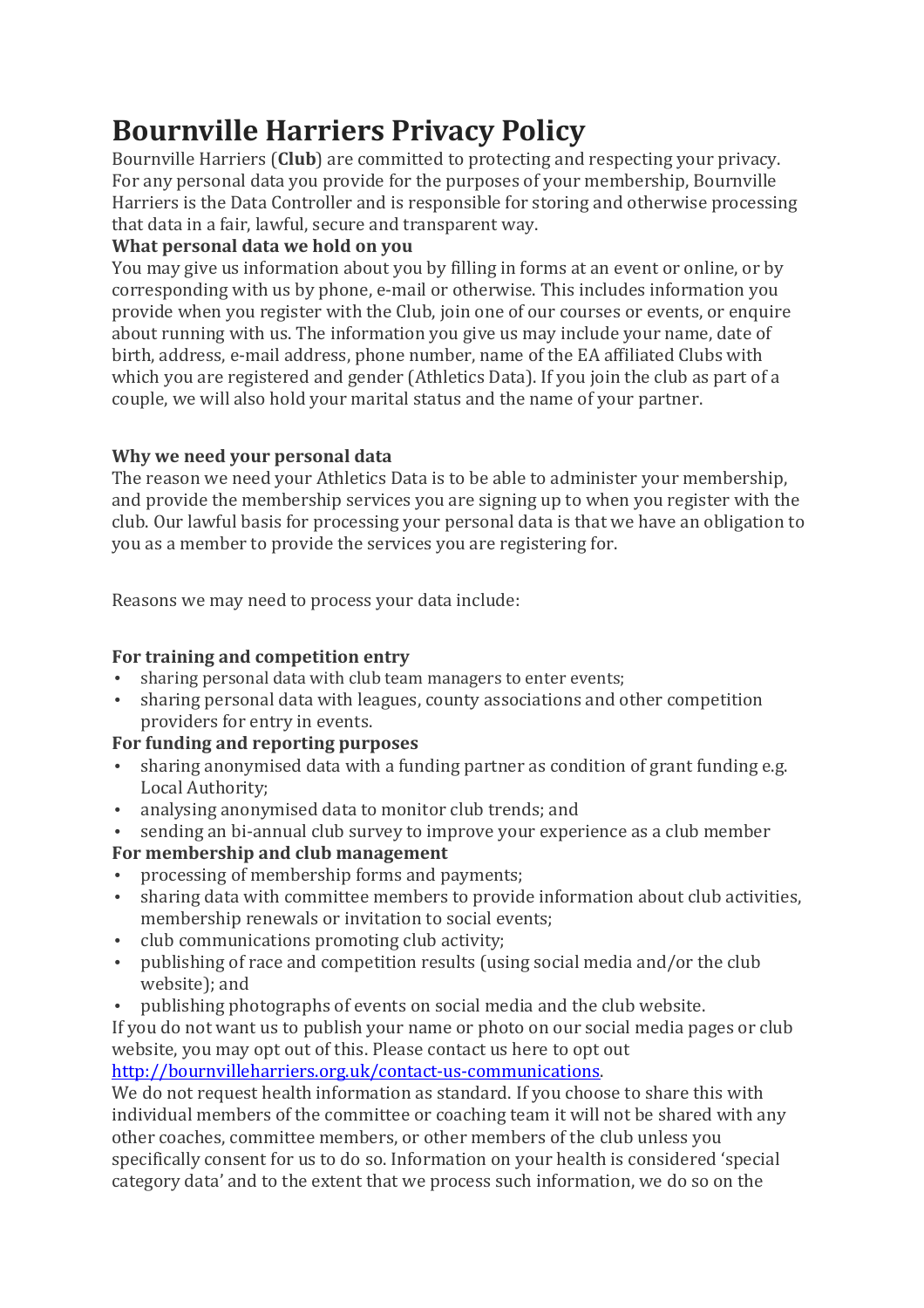# Bournville Harriers Privacy Policy

Bournville Harriers (**Club**) are committed to protecting and respecting your privacy. For any personal data you provide for the purposes of your membership, Bournville Harriers is the Data Controller and is responsible for storing and otherwise processing that data in a fair, lawful, secure and transparent way.

**What personal data we hold on you**

You may give us information about you by filling in forms at an event or online, or by corresponding with us by phone, e-mail or otherwise. This includes information you provide when you register with the Club, join one of our courses or events, or enquire about running with us. The information you give us may include your name, date of birth, address, e-mail address, phone number, name of the EA affiliated Clubs with which you are registered and gender (Athletics Data). If you join the club as part of a couple, we will also hold your marital status and the name of your partner.

**Why we need your personal data**

The reason we need your Athletics Data is to be able to administer your membership, and provide the membership services you are signing up to when you register with the club. Our lawful basis for processing your personal data is that we have an obligation to you as a member to provide the services you are registering for.

Reasons we may need to process your data include:

**For training and competition entry**

- sharing personal data with club team managers to enter events;
- sharing personal data with leagues, county associations and other competition providers for entry in events.

**For funding and reporting purposes**

- sharing anonymised data with a funding partner as condition of grant funding e.g. Local Authority;
- analysing anonymised data to monitor club trends; and
- sending an bi-annual club survey to improve your experience as a club member

**For membership and club management**

- processing of membership forms and payments;
- sharing data with committee members to provide information about club activities, membership renewals or invitation to social events;
- club communications promoting club activity;
- publishing of race and competition results (using social media and/or the club website); and
- publishing photographs of events on social media and the club website.

If you do not want us to publish your name or photo on our social media pages or club website, you may opt out of this. Please contact us here to opt out [http://bournvilleharriers.org.uk/contact-us-communications](http://bournvilleharriers.org.uk/contact-us-communications).

We do not request health information as standard. If you choose to share this with individual members of the committee or coaching team it will not be shared with any other coaches, committee members, or other members of the club unless you specifically consent for us to do so. Information on your health is considered 'special category data' and to the extent that we process such information, we do so on the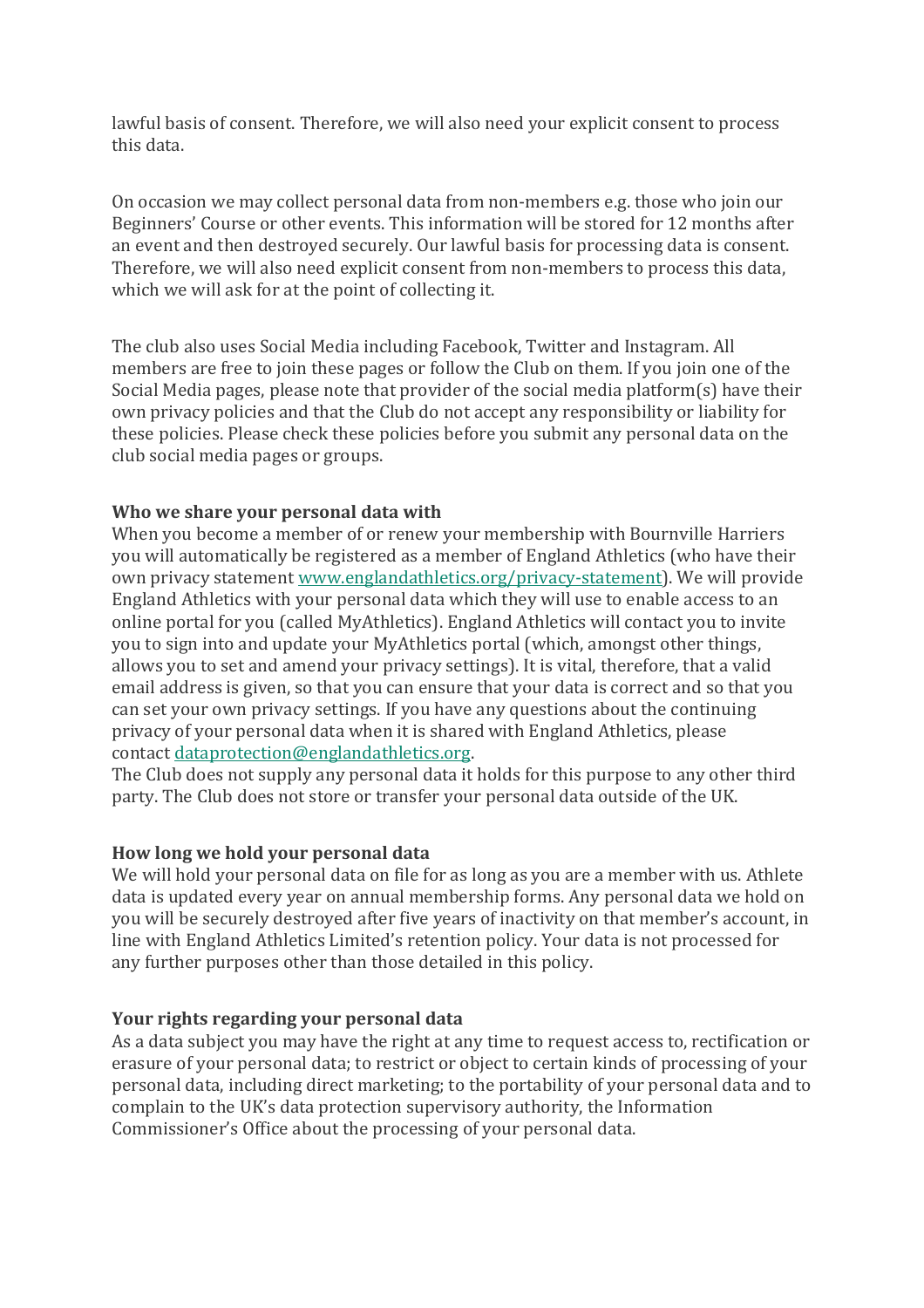lawful basis of consent. Therefore, we will also need your explicit consent to process this data.

On occasion we may collect personal data from non-members e.g. those who join our Beginners' Course or other events. This information will be stored for 12 months after an event and then destroyed securely. Our lawful basis for processing data is consent. Therefore, we will also need explicit consent from non-members to process this data, which we will ask for at the point of collecting it.

The club also uses Social Media including Facebook, Twitter and Instagram. All members are free to join these pages or follow the Club on them. If you join one of the Social Media pages, please note that provider of the social media platform(s) have their own privacy policies and that the Club do not accept any responsibility or liability for these policies. Please check these policies before you submit any personal data on the club social media pages or groups.

**Who we share your personal data with**

When you become a member of or renew your membership with Bournville Harriers you will automatically be registered as a member of England Athletics (who have their own privacy statement [www.englandathletics.org/privacy-statement](http://www.englandathletics.org/privacy-statement)). We will provide England Athletics with your personal data which they will use to enable access to an online portal for you (called MyAthletics). England Athletics will contact you to invite you to sign into and update your MyAthletics portal (which, amongst other things, allows you to set and amend your privacy settings). It is vital, therefore, that a valid email address is given, so that you can ensure that your data is correct and so that you can set your own privacy settings. If you have any questions about the continuing privacy of your personal data when it is shared with England Athletics, please contact [dataprotection@englandathletics.org](mailto:dataprotection@englandathletics.org).

The Club does not supply any personal data it holds for this purpose to any other third party. The Club does not store or transfer your personal data outside of the UK.

**How long we hold your personal data**

We will hold your personal data on file for as long as you are a member with us. Athlete data is updated every year on annual membership forms. Any personal data we hold on you will be securely destroyed after five years of inactivity on that member's account, in line with England Athletics Limited's retention policy. Your data is not processed for any further purposes other than those detailed in this policy.

**Your rights regarding your personal data**

As a data subject you may have the right at any time to request access to, rectification or erasure of your personal data; to restrict or object to certain kinds of processing of your personal data, including direct marketing; to the portability of your personal data and to complain to the UK's data protection supervisory authority, the Information Commissioner's Office about the processing of your personal data.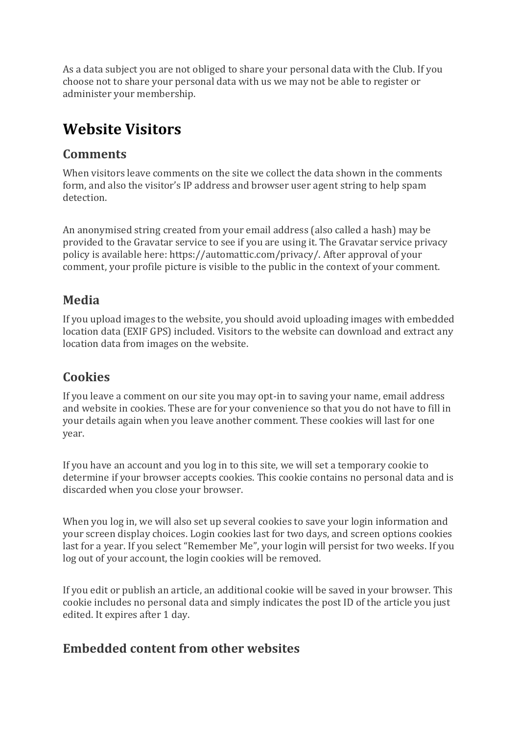As a data subject you are not obliged to share your personal data with the Club. If you choose not to share your personal data with us we may not be able to register or administer your membership.

# Website Visitors

## Comments

When visitors leave comments on the site we collect the data shown in the comments form, and also the visitor's IP address and browser user agent string to help spam detection.

An anonymised string created from your email address (also called a hash) may be provided to the Gravatar service to see if you are using it. The Gravatar service privacy policy is available here: https://automattic.com/privacy/. After approval of your comment, your profile picture is visible to the public in the context of your comment.

## Media

If you upload images to the website, you should avoid uploading images with embedded location data (EXIF GPS) included. Visitors to the website can download and extract any location data from images on the website.

## Cookies

If you leave a comment on our site you may opt-in to saving your name, email address and website in cookies. These are for your convenience so that you do not have to fill in your details again when you leave another comment. These cookies will last for one year.

If you have an account and you log in to this site, we will set a temporary cookie to determine if your browser accepts cookies. This cookie contains no personal data and is discarded when you close your browser.

When you log in, we will also set up several cookies to save your login information and your screen display choices. Login cookies last for two days, and screen options cookies last for a year. If you select "Remember Me", your login will persist for two weeks. If you log out of your account, the login cookies will be removed.

If you edit or publish an article, an additional cookie will be saved in your browser. This cookie includes no personal data and simply indicates the post ID of the article you just edited. It expires after 1 day.

## Embedded content from other websites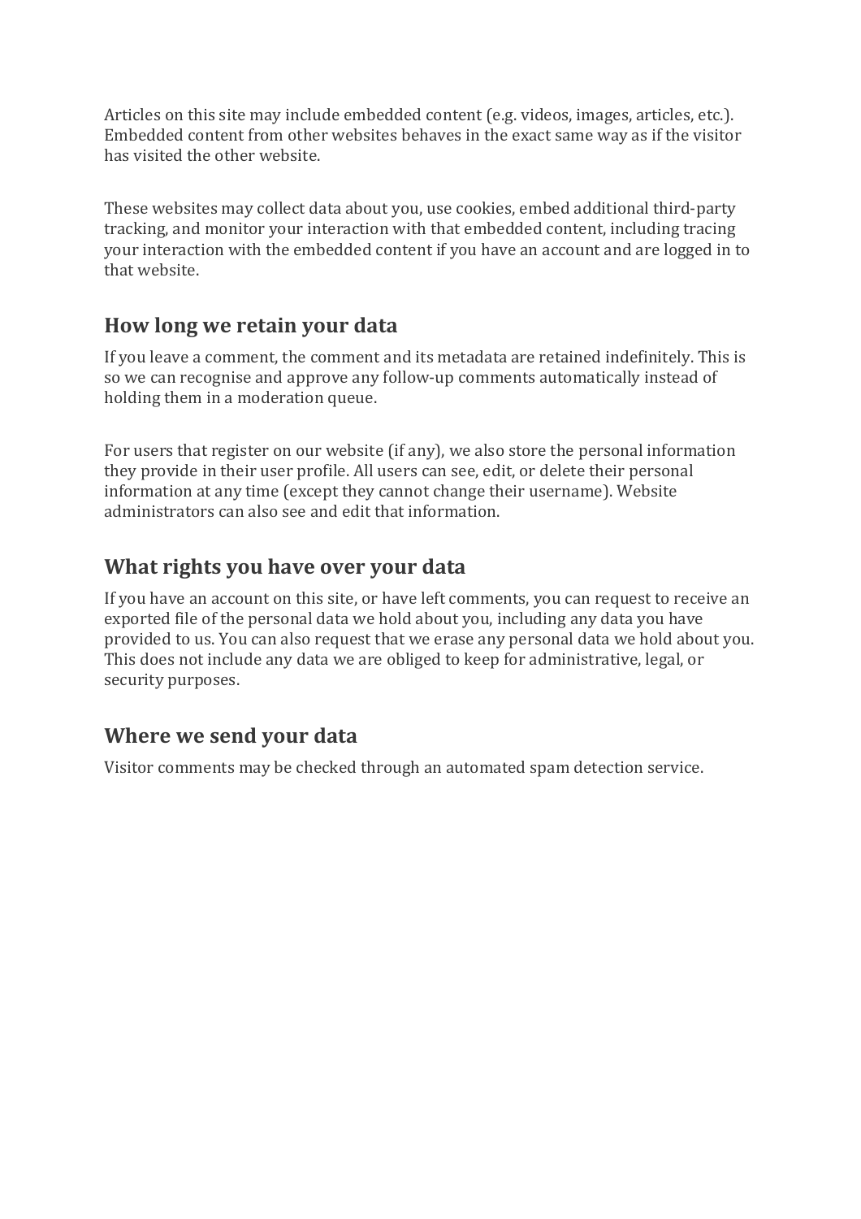Articles on this site may include embedded content (e.g. videos, images, articles, etc.). Embedded content from other websites behaves in the exact same way as if the visitor has visited the other website.

These websites may collect data about you, use cookies, embed additional third-party tracking, and monitor your interaction with that embedded content, including tracing your interaction with the embedded content if you have an account and are logged in to that website.

## How long we retain your data

If you leave a comment, the comment and its metadata are retained indefinitely. This is so we can recognise and approve any follow-up comments automatically instead of holding them in a moderation queue.

For users that register on our website (if any), we also store the personal information they provide in their user profile. All users can see, edit, or delete their personal information at any time (except they cannot change their username). Website administrators can also see and edit that information.

## What rights you have over your data

If you have an account on this site, or have left comments, you can request to receive an exported file of the personal data we hold about you, including any data you have provided to us. You can also request that we erase any personal data we hold about you. This does not include any data we are obliged to keep for administrative, legal, or security purposes.

## Where we send your data

Visitor comments may be checked through an automated spam detection service.